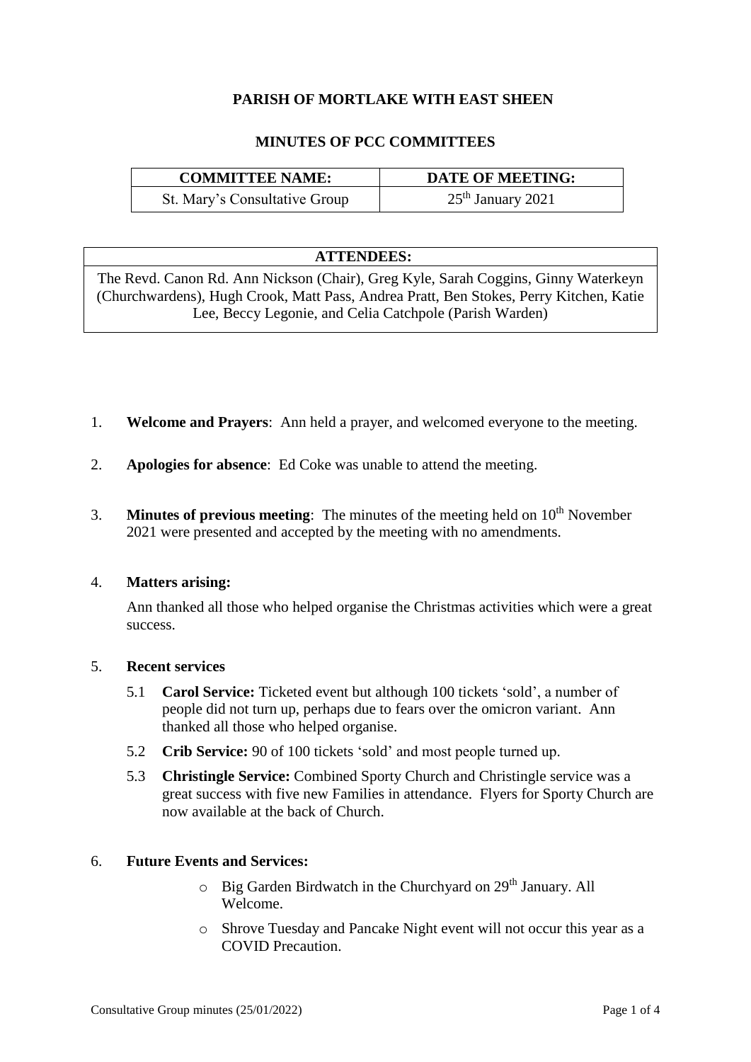# PARISH OF MORTLAKE WITH EAST SHEEN

## MINUTES OF PCC COMMITTEES

| COMMITTEE NAME: | DATE OF MEETING: |
|---|---|
| St. Mary's Consultative Group | 25th January 2021 |

| ATTENDEES: |
|---|
| The Revd. Canon Rd. Ann Nickson (Chair), Greg Kyle, Sarah Coggins, Ginny Waterkeyn (Churchwardens), Hugh Crook, Matt Pass, Andrea Pratt, Ben Stokes, Perry Kitchen, Katie Lee, Beccy Legonie, and Celia Catchpole (Parish Warden) |

1. **Welcome and Prayers**: Ann held a prayer, and welcomed everyone to the meeting.

2. **Apologies for absence**: Ed Coke was unable to attend the meeting.

3. **Minutes of previous meeting**: The minutes of the meeting held on 10th November 2021 were presented and accepted by the meeting with no amendments.

4. **Matters arising:**

   Ann thanked all those who helped organise the Christmas activities which were a great success.

5. **Recent services**

   5.1 **Carol Service:** Ticketed event but although 100 tickets 'sold', a number of people did not turn up, perhaps due to fears over the omicron variant. Ann thanked all those who helped organise.

   5.2 **Crib Service:** 90 of 100 tickets 'sold' and most people turned up.

   5.3 **Christingle Service:** Combined Sporty Church and Christingle service was a great success with five new Families in attendance. Flyers for Sporty Church are now available at the back of Church.

6. **Future Events and Services:**

   - Big Garden Birdwatch in the Churchyard on 29th January. All Welcome.
   - Shrove Tuesday and Pancake Night event will not occur this year as a COVID Precaution.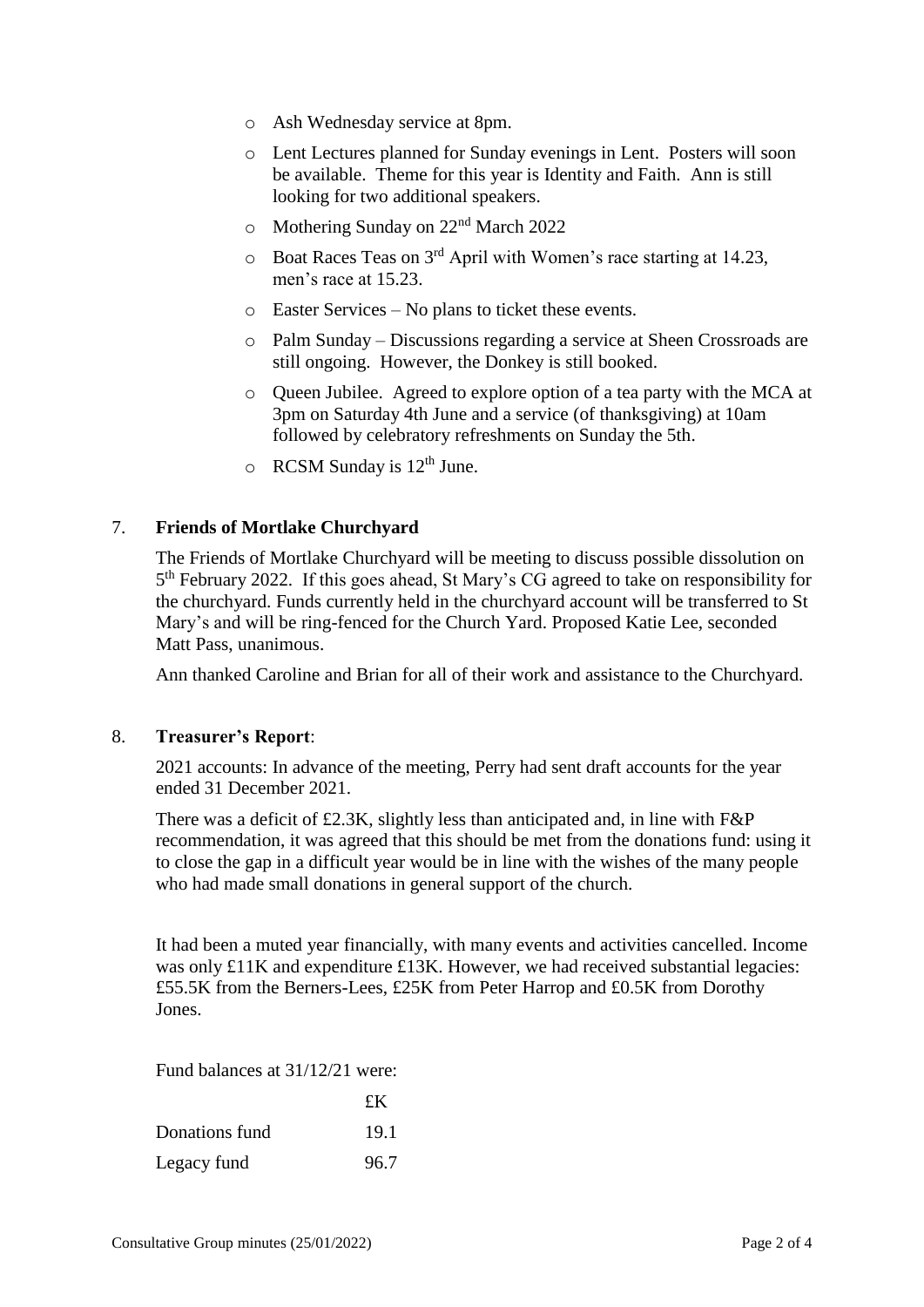- Ash Wednesday service at 8pm.
- Lent Lectures planned for Sunday evenings in Lent. Posters will soon be available. Theme for this year is Identity and Faith. Ann is still looking for two additional speakers.
- Mothering Sunday on 22nd March 2022
- Boat Races Teas on 3rd April with Women's race starting at 14.23, men's race at 15.23.
- Easter Services – No plans to ticket these events.
- Palm Sunday – Discussions regarding a service at Sheen Crossroads are still ongoing. However, the Donkey is still booked.
- Queen Jubilee. Agreed to explore option of a tea party with the MCA at 3pm on Saturday 4th June and a service (of thanksgiving) at 10am followed by celebratory refreshments on Sunday the 5th.
- RCSM Sunday is 12th June.

7. **Friends of Mortlake Churchyard**

The Friends of Mortlake Churchyard will be meeting to discuss possible dissolution on 5th February 2022. If this goes ahead, St Mary's CG agreed to take on responsibility for the churchyard. Funds currently held in the churchyard account will be transferred to St Mary's and will be ring-fenced for the Church Yard. Proposed Katie Lee, seconded Matt Pass, unanimous.

Ann thanked Caroline and Brian for all of their work and assistance to the Churchyard.

8. **Treasurer's Report**:

2021 accounts: In advance of the meeting, Perry had sent draft accounts for the year ended 31 December 2021.

There was a deficit of £2.3K, slightly less than anticipated and, in line with F&P recommendation, it was agreed that this should be met from the donations fund: using it to close the gap in a difficult year would be in line with the wishes of the many people who had made small donations in general support of the church.

It had been a muted year financially, with many events and activities cancelled. Income was only £11K and expenditure £13K. However, we had received substantial legacies: £55.5K from the Berners-Lees, £25K from Peter Harrop and £0.5K from Dorothy Jones.

Fund balances at 31/12/21 were:

| | £K |
|---|---|
| Donations fund | 19.1 |
| Legacy fund | 96.7 |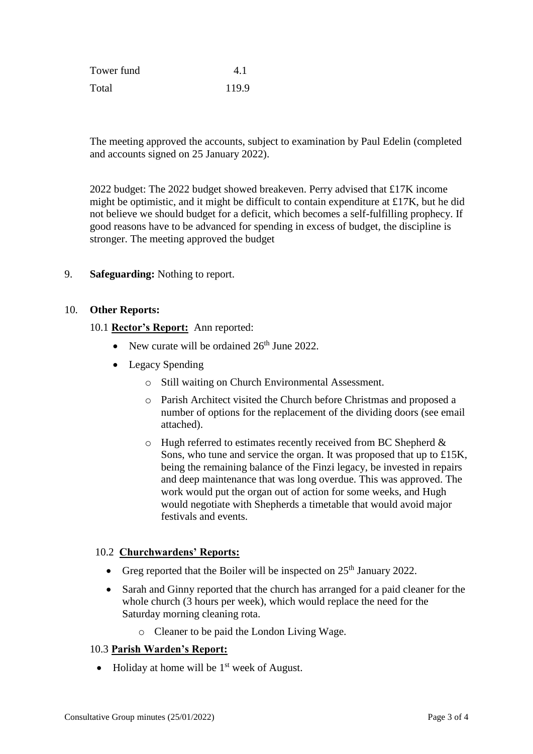| | |
|---|---|
| Tower fund | 4.1 |
| Total | 119.9 |

The meeting approved the accounts, subject to examination by Paul Edelin (completed and accounts signed on 25 January 2022).

2022 budget: The 2022 budget showed breakeven. Perry advised that £17K income might be optimistic, and it might be difficult to contain expenditure at £17K, but he did not believe we should budget for a deficit, which becomes a self-fulfilling prophecy. If good reasons have to be advanced for spending in excess of budget, the discipline is stronger. The meeting approved the budget

9. **Safeguarding:** Nothing to report.

10. **Other Reports:**

10.1 **Rector's Report:** Ann reported:

- New curate will be ordained 26th June 2022.
- Legacy Spending
  - Still waiting on Church Environmental Assessment.
  - Parish Architect visited the Church before Christmas and proposed a number of options for the replacement of the dividing doors (see email attached).
  - Hugh referred to estimates recently received from BC Shepherd & Sons, who tune and service the organ. It was proposed that up to £15K, being the remaining balance of the Finzi legacy, be invested in repairs and deep maintenance that was long overdue. This was approved. The work would put the organ out of action for some weeks, and Hugh would negotiate with Shepherds a timetable that would avoid major festivals and events.

10.2 **Churchwardens' Reports:**

- Greg reported that the Boiler will be inspected on 25th January 2022.
- Sarah and Ginny reported that the church has arranged for a paid cleaner for the whole church (3 hours per week), which would replace the need for the Saturday morning cleaning rota.
  - Cleaner to be paid the London Living Wage.

10.3 **Parish Warden's Report:**

- Holiday at home will be 1st week of August.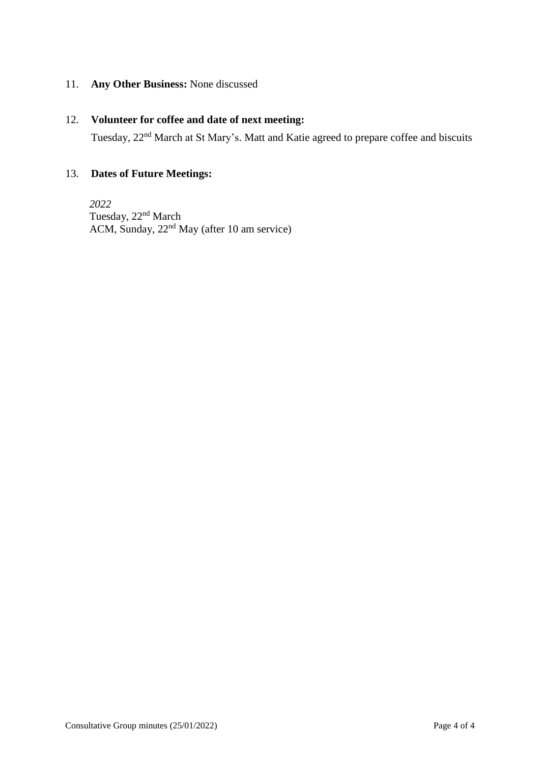11. **Any Other Business:** None discussed

12. **Volunteer for coffee and date of next meeting:**

    Tuesday, 22nd March at St Mary's. Matt and Katie agreed to prepare coffee and biscuits

13. **Dates of Future Meetings:**

    *2022*
    Tuesday, 22nd March
    ACM, Sunday, 22nd May (after 10 am service)